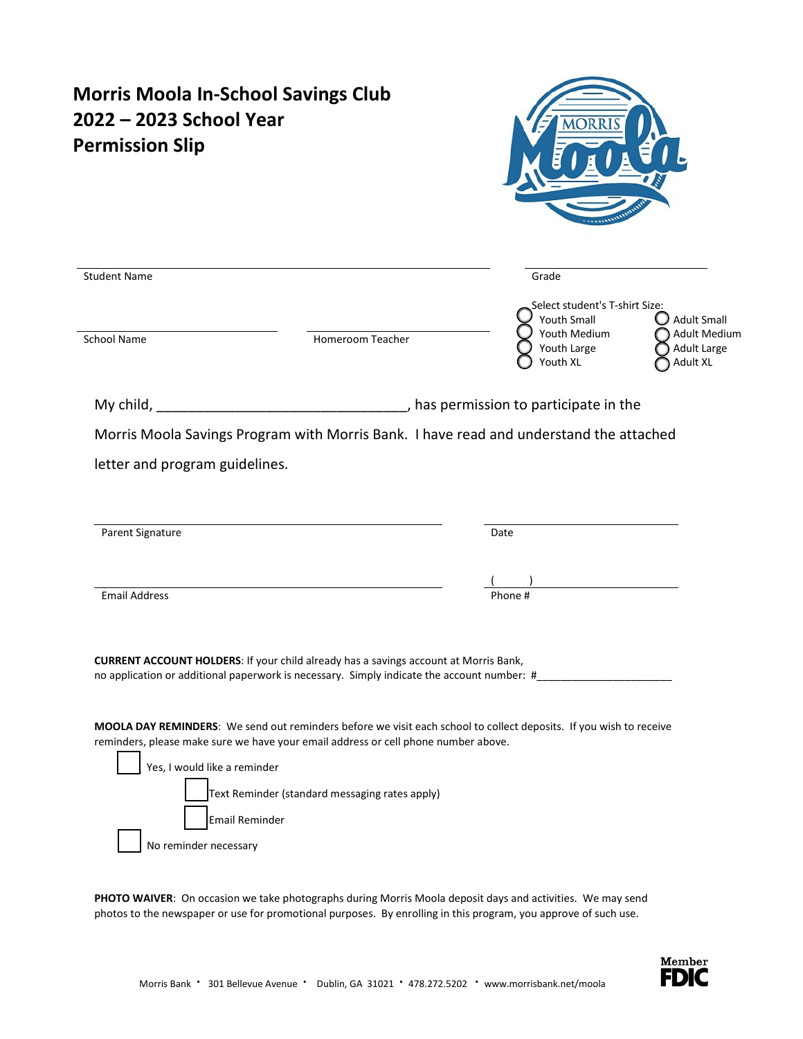# Morris Moola In-School Savings Club
# 2022 – 2023 School Year
# Permission Slip

MORRIS Moola

Student Name ______________________________ Grade ______________

School Name ______________________ Homeroom Teacher ______________________

Select student's T-shirt Size:

- ○ Youth Small
- ○ Youth Medium
- ○ Youth Large
- ○ Youth XL
- ○ Adult Small
- ○ Adult Medium
- ○ Adult Large
- ○ Adult XL

My child, _________________________________, has permission to participate in the Morris Moola Savings Program with Morris Bank. I have read and understand the attached letter and program guidelines.

Parent Signature ______________________________ Date ______________

Email Address ______________________________ Phone # (     ) ______________

**CURRENT ACCOUNT HOLDERS**: If your child already has a savings account at Morris Bank, no application or additional paperwork is necessary. Simply indicate the account number: #______________________

**MOOLA DAY REMINDERS**: We send out reminders before we visit each school to collect deposits. If you wish to receive reminders, please make sure we have your email address or cell phone number above.

- ☐ Yes, I would like a reminder
  - ☐ Text Reminder (standard messaging rates apply)
  - ☐ Email Reminder
- ☐ No reminder necessary

**PHOTO WAIVER**: On occasion we take photographs during Morris Moola deposit days and activities. We may send photos to the newspaper or use for promotional purposes. By enrolling in this program, you approve of such use.

Morris Bank • 301 Bellevue Avenue • Dublin, GA 31021 • 478.272.5202 • www.morrisbank.net/moola

Member FDIC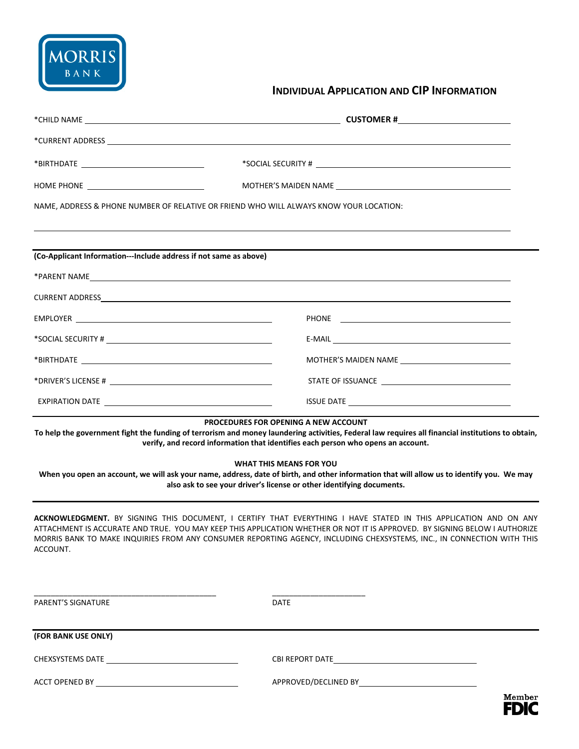MORRIS BANK

# INDIVIDUAL APPLICATION AND CIP INFORMATION

*CHILD NAME ______________________________ **CUSTOMER #**____________________

*CURRENT ADDRESS ______________________________

*BIRTHDATE ____________________ *SOCIAL SECURITY # ____________________

HOME PHONE ____________________ MOTHER'S MAIDEN NAME ____________________

NAME, ADDRESS & PHONE NUMBER OF RELATIVE OR FRIEND WHO WILL ALWAYS KNOW YOUR LOCATION:

______________________________

**(Co-Applicant Information---Include address if not same as above)**

*PARENT NAME______________________________

CURRENT ADDRESS______________________________

EMPLOYER ____________________ PHONE ____________________

*SOCIAL SECURITY # ____________________ E-MAIL ____________________

*BIRTHDATE ____________________ MOTHER'S MAIDEN NAME ____________________

*DRIVER'S LICENSE # ____________________ STATE OF ISSUANCE ____________________

EXPIRATION DATE ____________________ ISSUE DATE ____________________

**PROCEDURES FOR OPENING A NEW ACCOUNT**

**To help the government fight the funding of terrorism and money laundering activities, Federal law requires all financial institutions to obtain, verify, and record information that identifies each person who opens an account.**

**WHAT THIS MEANS FOR YOU**

**When you open an account, we will ask your name, address, date of birth, and other information that will allow us to identify you. We may also ask to see your driver's license or other identifying documents.**

**ACKNOWLEDGMENT.** BY SIGNING THIS DOCUMENT, I CERTIFY THAT EVERYTHING I HAVE STATED IN THIS APPLICATION AND ON ANY ATTACHMENT IS ACCURATE AND TRUE. YOU MAY KEEP THIS APPLICATION WHETHER OR NOT IT IS APPROVED. BY SIGNING BELOW I AUTHORIZE MORRIS BANK TO MAKE INQUIRIES FROM ANY CONSUMER REPORTING AGENCY, INCLUDING CHEXSYSTEMS, INC., IN CONNECTION WITH THIS ACCOUNT.

______________________________ ____________________

PARENT'S SIGNATURE DATE

**(FOR BANK USE ONLY)**

CHEXSYSTEMS DATE ____________________ CBI REPORT DATE____________________

ACCT OPENED BY ____________________ APPROVED/DECLINED BY____________________

Member FDIC